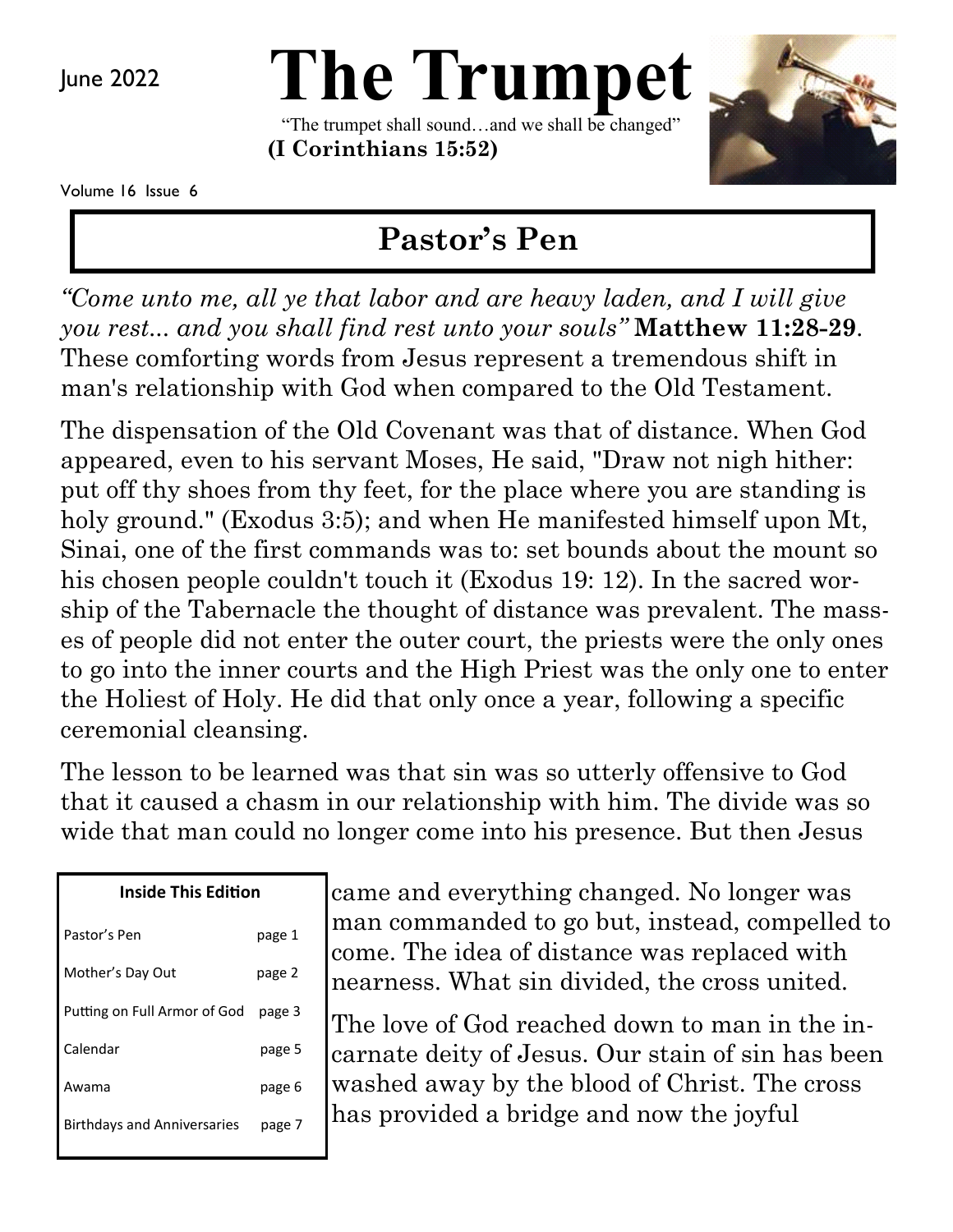June 2022

# The Trumpet

"The trumpet shall sound…and we shall be changed"
**(I Corinthians 15:52)**

Volume 16 Issue 6

## Pastor's Pen

*"Come unto me, all ye that labor and are heavy laden, and I will give you rest... and you shall find rest unto your souls"* **Matthew 11:28-29**. These comforting words from Jesus represent a tremendous shift in man's relationship with God when compared to the Old Testament.

The dispensation of the Old Covenant was that of distance. When God appeared, even to his servant Moses, He said, "Draw not nigh hither: put off thy shoes from thy feet, for the place where you are standing is holy ground." (Exodus 3:5); and when He manifested himself upon Mt, Sinai, one of the first commands was to: set bounds about the mount so his chosen people couldn't touch it (Exodus 19: 12). In the sacred worship of the Tabernacle the thought of distance was prevalent. The masses of people did not enter the outer court, the priests were the only ones to go into the inner courts and the High Priest was the only one to enter the Holiest of Holy. He did that only once a year, following a specific ceremonial cleansing.

The lesson to be learned was that sin was so utterly offensive to God that it caused a chasm in our relationship with him. The divide was so wide that man could no longer come into his presence. But then Jesus came and everything changed. No longer was man commanded to go but, instead, compelled to come. The idea of distance was replaced with nearness. What sin divided, the cross united.

The love of God reached down to man in the incarnate deity of Jesus. Our stain of sin has been washed away by the blood of Christ. The cross has provided a bridge and now the joyful

| Inside This Edition | |
|---|---|
| Pastor's Pen | page 1 |
| Mother's Day Out | page 2 |
| Putting on Full Armor of God | page 3 |
| Calendar | page 5 |
| Awama | page 6 |
| Birthdays and Anniversaries | page 7 |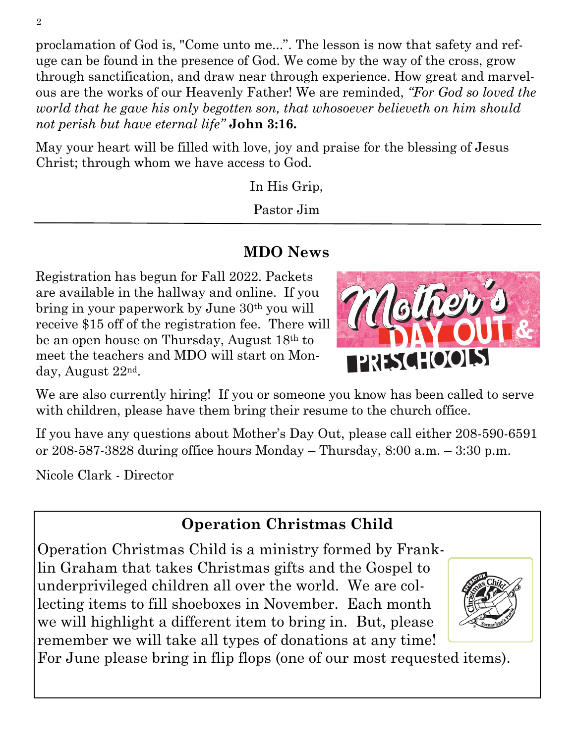proclamation of God is, "Come unto me...". The lesson is now that safety and refuge can be found in the presence of God. We come by the way of the cross, grow through sanctification, and draw near through experience. How great and marvelous are the works of our Heavenly Father! We are reminded, *"For God so loved the world that he gave his only begotten son, that whosoever believeth on him should not perish but have eternal life"* **John 3:16.**

May your heart will be filled with love, joy and praise for the blessing of Jesus Christ; through whom we have access to God.

In His Grip,

Pastor Jim

---

## MDO News

Registration has begun for Fall 2022. Packets are available in the hallway and online. If you bring in your paperwork by June 30th you will receive $15 off of the registration fee. There will be an open house on Thursday, August 18th to meet the teachers and MDO will start on Monday, August 22nd.

We are also currently hiring! If you or someone you know has been called to serve with children, please have them bring their resume to the church office.

If you have any questions about Mother's Day Out, please call either 208-590-6591 or 208-587-3828 during office hours Monday – Thursday, 8:00 a.m. – 3:30 p.m.

Nicole Clark - Director

## Operation Christmas Child

Operation Christmas Child is a ministry formed by Franklin Graham that takes Christmas gifts and the Gospel to underprivileged children all over the world. We are collecting items to fill shoeboxes in November. Each month we will highlight a different item to bring in. But, please remember we will take all types of donations at any time! For June please bring in flip flops (one of our most requested items).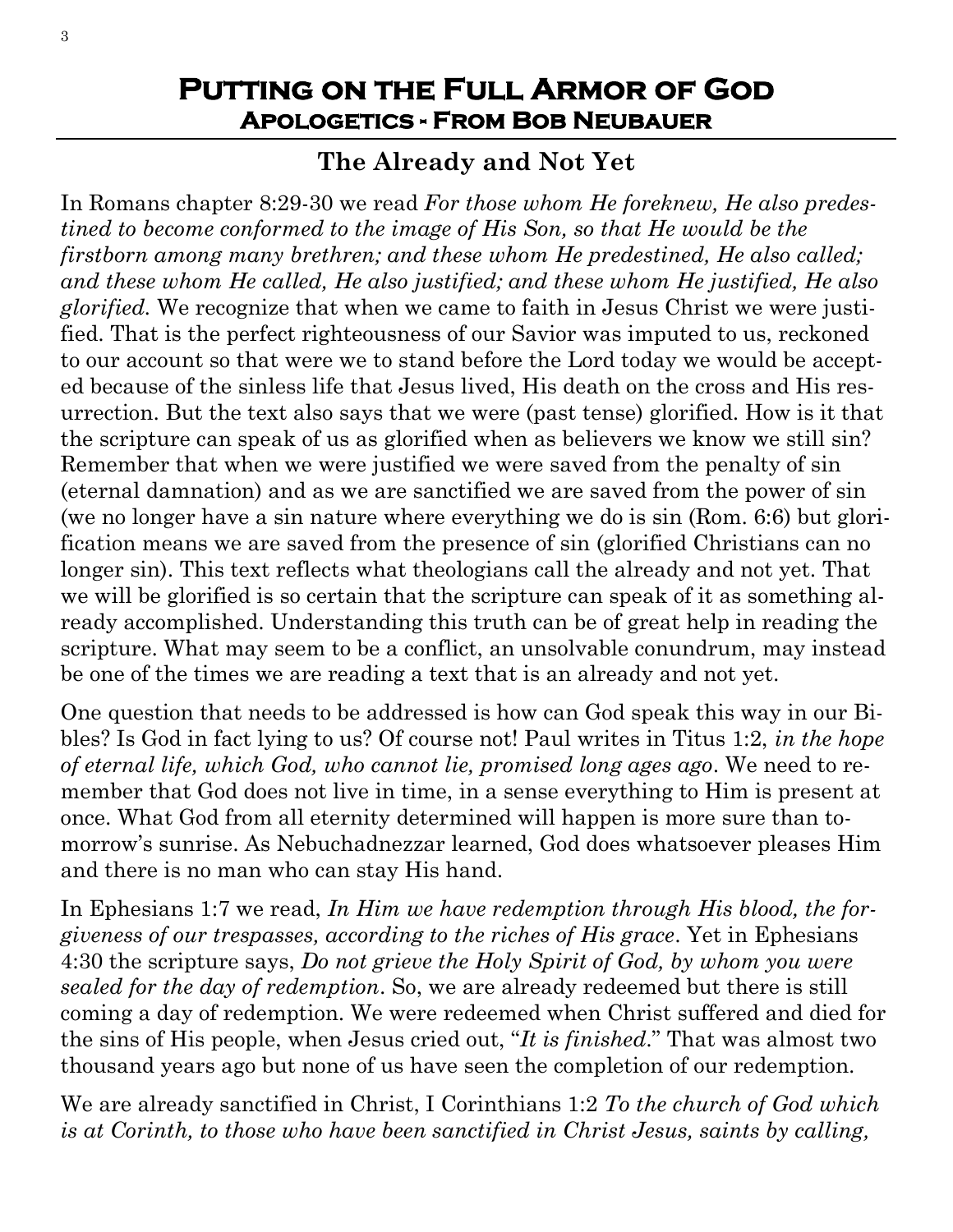# Putting on the Full Armor of God

## Apologetics - From Bob Neubauer

### The Already and Not Yet

In Romans chapter 8:29-30 we read *For those whom He foreknew, He also predestined to become conformed to the image of His Son, so that He would be the firstborn among many brethren; and these whom He predestined, He also called; and these whom He called, He also justified; and these whom He justified, He also glorified.* We recognize that when we came to faith in Jesus Christ we were justified. That is the perfect righteousness of our Savior was imputed to us, reckoned to our account so that were we to stand before the Lord today we would be accepted because of the sinless life that Jesus lived, His death on the cross and His resurrection. But the text also says that we were (past tense) glorified. How is it that the scripture can speak of us as glorified when as believers we know we still sin? Remember that when we were justified we were saved from the penalty of sin (eternal damnation) and as we are sanctified we are saved from the power of sin (we no longer have a sin nature where everything we do is sin (Rom. 6:6) but glorification means we are saved from the presence of sin (glorified Christians can no longer sin). This text reflects what theologians call the already and not yet. That we will be glorified is so certain that the scripture can speak of it as something already accomplished. Understanding this truth can be of great help in reading the scripture. What may seem to be a conflict, an unsolvable conundrum, may instead be one of the times we are reading a text that is an already and not yet.

One question that needs to be addressed is how can God speak this way in our Bibles? Is God in fact lying to us? Of course not! Paul writes in Titus 1:2, *in the hope of eternal life, which God, who cannot lie, promised long ages ago*. We need to remember that God does not live in time, in a sense everything to Him is present at once. What God from all eternity determined will happen is more sure than tomorrow's sunrise. As Nebuchadnezzar learned, God does whatsoever pleases Him and there is no man who can stay His hand.

In Ephesians 1:7 we read, *In Him we have redemption through His blood, the forgiveness of our trespasses, according to the riches of His grace*. Yet in Ephesians 4:30 the scripture says, *Do not grieve the Holy Spirit of God, by whom you were sealed for the day of redemption*. So, we are already redeemed but there is still coming a day of redemption. We were redeemed when Christ suffered and died for the sins of His people, when Jesus cried out, "*It is finished*." That was almost two thousand years ago but none of us have seen the completion of our redemption.

We are already sanctified in Christ, I Corinthians 1:2 *To the church of God which is at Corinth, to those who have been sanctified in Christ Jesus, saints by calling,*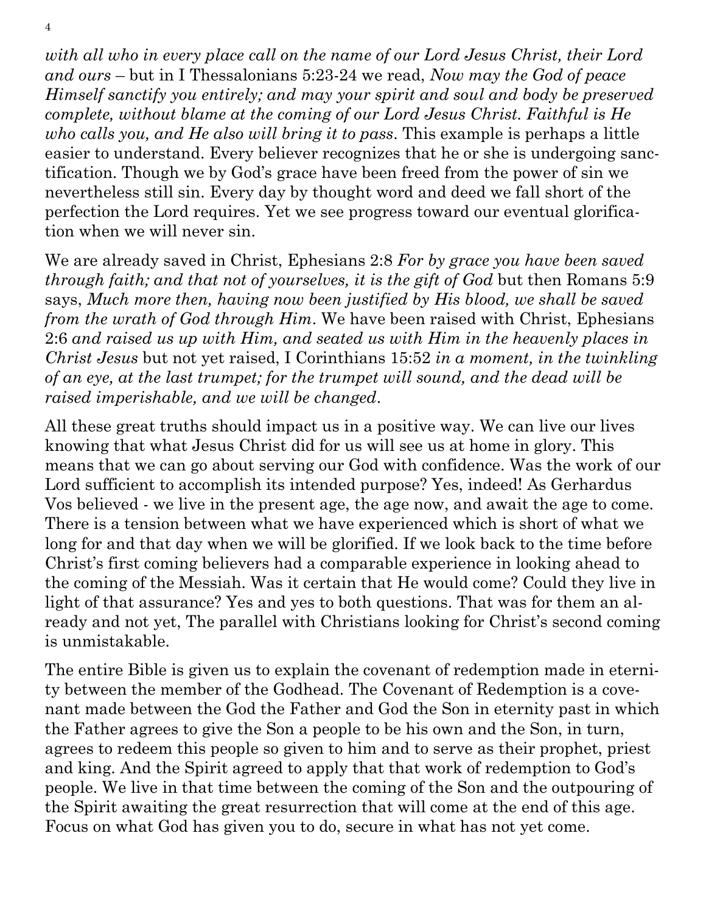*with all who in every place call on the name of our Lord Jesus Christ, their Lord and ours* – but in I Thessalonians 5:23-24 we read, *Now may the God of peace Himself sanctify you entirely; and may your spirit and soul and body be preserved complete, without blame at the coming of our Lord Jesus Christ. Faithful is He who calls you, and He also will bring it to pass*. This example is perhaps a little easier to understand. Every believer recognizes that he or she is undergoing sanctification. Though we by God's grace have been freed from the power of sin we nevertheless still sin. Every day by thought word and deed we fall short of the perfection the Lord requires. Yet we see progress toward our eventual glorification when we will never sin.

We are already saved in Christ, Ephesians 2:8 *For by grace you have been saved through faith; and that not of yourselves, it is the gift of God* but then Romans 5:9 says, *Much more then, having now been justified by His blood, we shall be saved from the wrath of God through Him*. We have been raised with Christ, Ephesians 2:6 *and raised us up with Him, and seated us with Him in the heavenly places in Christ Jesus* but not yet raised, I Corinthians 15:52 *in a moment, in the twinkling of an eye, at the last trumpet; for the trumpet will sound, and the dead will be raised imperishable, and we will be changed*.

All these great truths should impact us in a positive way. We can live our lives knowing that what Jesus Christ did for us will see us at home in glory. This means that we can go about serving our God with confidence. Was the work of our Lord sufficient to accomplish its intended purpose? Yes, indeed! As Gerhardus Vos believed - we live in the present age, the age now, and await the age to come. There is a tension between what we have experienced which is short of what we long for and that day when we will be glorified. If we look back to the time before Christ's first coming believers had a comparable experience in looking ahead to the coming of the Messiah. Was it certain that He would come? Could they live in light of that assurance? Yes and yes to both questions. That was for them an already and not yet, The parallel with Christians looking for Christ's second coming is unmistakable.

The entire Bible is given us to explain the covenant of redemption made in eternity between the member of the Godhead. The Covenant of Redemption is a covenant made between the God the Father and God the Son in eternity past in which the Father agrees to give the Son a people to be his own and the Son, in turn, agrees to redeem this people so given to him and to serve as their prophet, priest and king. And the Spirit agreed to apply that that work of redemption to God's people. We live in that time between the coming of the Son and the outpouring of the Spirit awaiting the great resurrection that will come at the end of this age. Focus on what God has given you to do, secure in what has not yet come.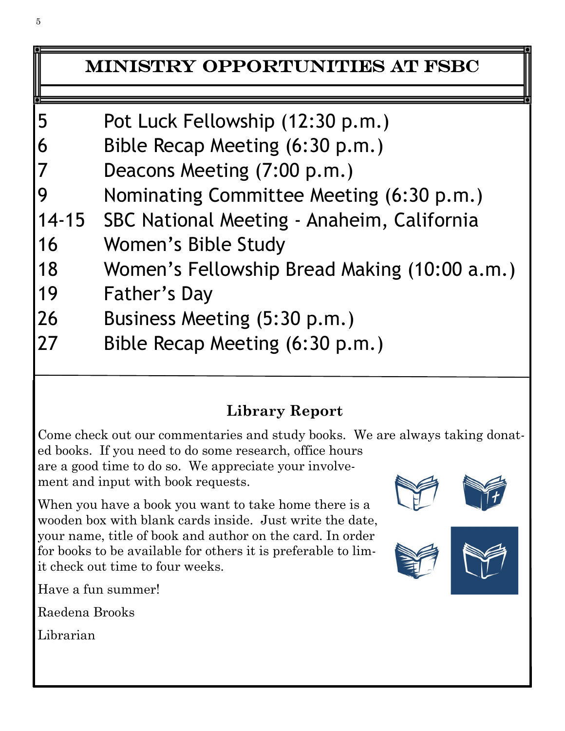# MINISTRY OPPORTUNITIES AT FSBC

| | |
|---|---|
| 5 | Pot Luck Fellowship (12:30 p.m.) |
| 6 | Bible Recap Meeting (6:30 p.m.) |
| 7 | Deacons Meeting (7:00 p.m.) |
| 9 | Nominating Committee Meeting (6:30 p.m.) |
| 14-15 | SBC National Meeting - Anaheim, California |
| 16 | Women's Bible Study |
| 18 | Women's Fellowship Bread Making (10:00 a.m.) |
| 19 | Father's Day |
| 26 | Business Meeting (5:30 p.m.) |
| 27 | Bible Recap Meeting (6:30 p.m.) |

## Library Report

Come check out our commentaries and study books. We are always taking donated books. If you need to do some research, office hours are a good time to do so. We appreciate your involvement and input with book requests.

When you have a book you want to take home there is a wooden box with blank cards inside. Just write the date, your name, title of book and author on the card. In order for books to be available for others it is preferable to limit check out time to four weeks.

Have a fun summer!

Raedena Brooks

Librarian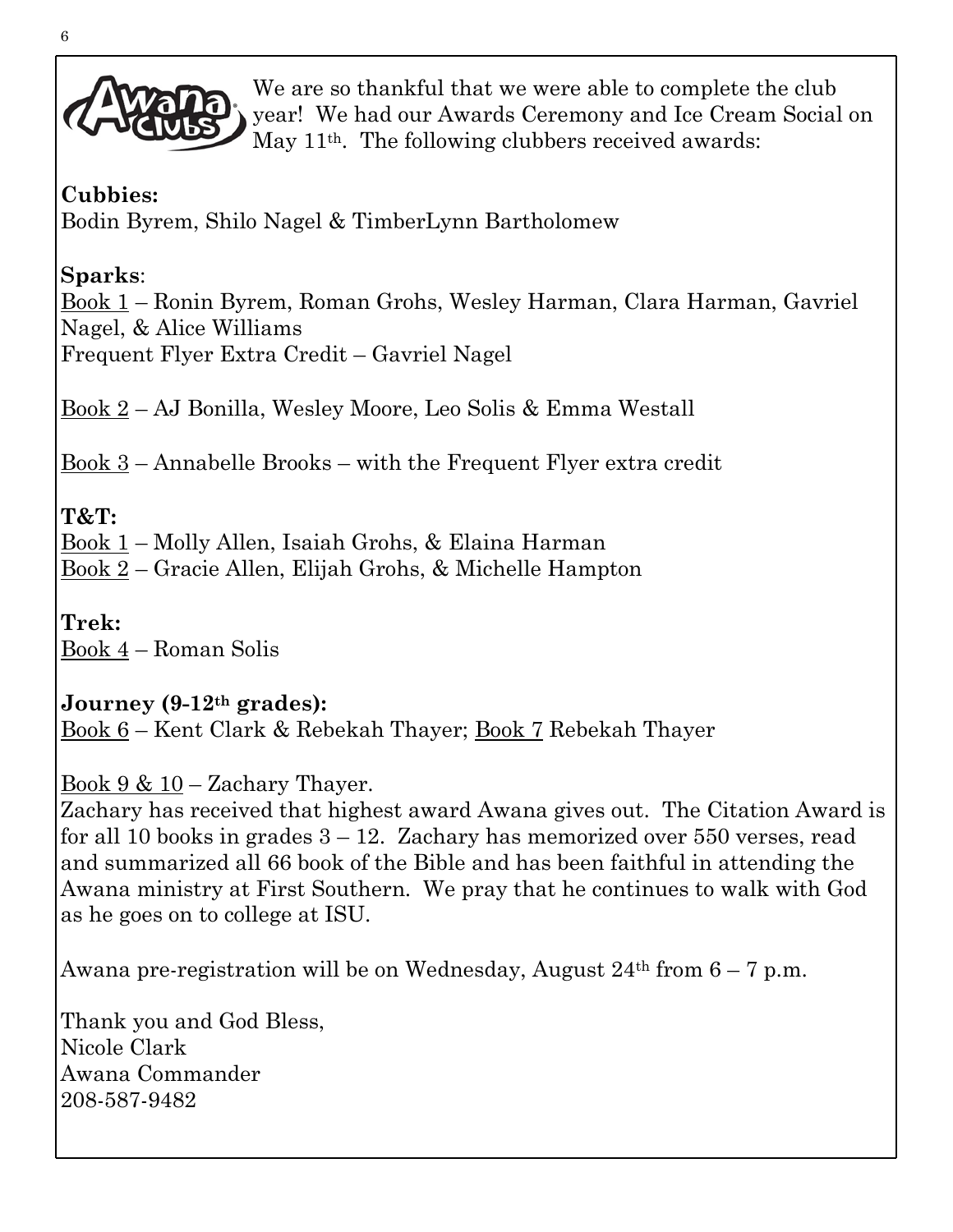We are so thankful that we were able to complete the club year! We had our Awards Ceremony and Ice Cream Social on May 11th. The following clubbers received awards:

**Cubbies:**
Bodin Byrem, Shilo Nagel & TimberLynn Bartholomew

**Sparks**:
Book 1 – Ronin Byrem, Roman Grohs, Wesley Harman, Clara Harman, Gavriel Nagel, & Alice Williams
Frequent Flyer Extra Credit – Gavriel Nagel

Book 2 – AJ Bonilla, Wesley Moore, Leo Solis & Emma Westall

Book 3 – Annabelle Brooks – with the Frequent Flyer extra credit

**T&T:**
Book 1 – Molly Allen, Isaiah Grohs, & Elaina Harman
Book 2 – Gracie Allen, Elijah Grohs, & Michelle Hampton

**Trek:**
Book 4 – Roman Solis

**Journey (9-12th grades):**
Book 6 – Kent Clark & Rebekah Thayer; Book 7 Rebekah Thayer

Book 9 & 10 – Zachary Thayer.
Zachary has received that highest award Awana gives out. The Citation Award is for all 10 books in grades 3 – 12. Zachary has memorized over 550 verses, read and summarized all 66 book of the Bible and has been faithful in attending the Awana ministry at First Southern. We pray that he continues to walk with God as he goes on to college at ISU.

Awana pre-registration will be on Wednesday, August 24th from 6 – 7 p.m.

Thank you and God Bless,
Nicole Clark
Awana Commander
208-587-9482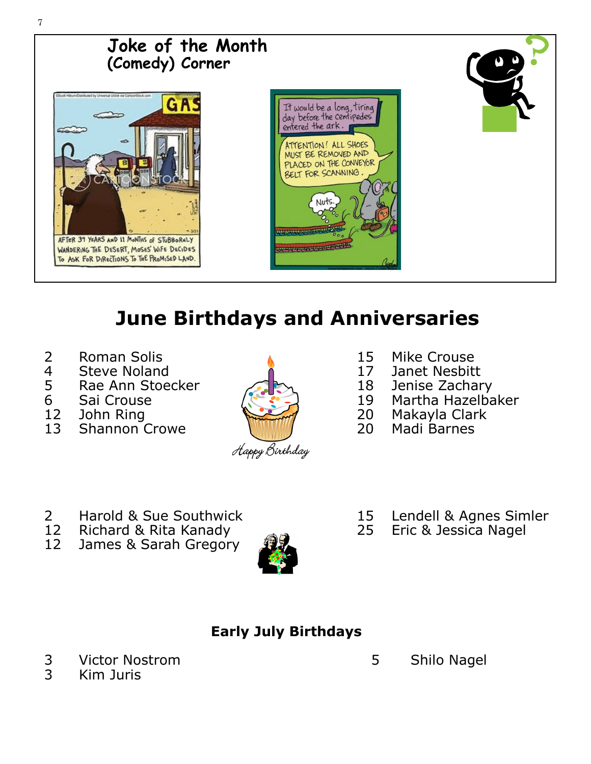## Joke of the Month
## (Comedy) Corner

AFTER 39 YEARS AND 11 MONTHS OF STUBBORNLY WANDERING THE DESERT, MOSES' WIFE DECIDES TO ASK FOR DIRECTIONS TO THE PROMISED LAND.

It would be a long, tiring day before the centipedes entered the ark.

ATTENTION! ALL SHOES MUST BE REMOVED AND PLACED ON THE CONVEYOR BELT FOR SCANNING.

Nuts.

# June Birthdays and Anniversaries

2 Roman Solis
4 Steve Noland
5 Rae Ann Stoecker
6 Sai Crouse
12 John Ring
13 Shannon Crowe
15 Mike Crouse
17 Janet Nesbitt
18 Jenise Zachary
19 Martha Hazelbaker
20 Makayla Clark
20 Madi Barnes

*Happy Birthday*

2 Harold & Sue Southwick
12 Richard & Rita Kanady
12 James & Sarah Gregory
15 Lendell & Agnes Simler
25 Eric & Jessica Nagel

### Early July Birthdays

3 Victor Nostrom
3 Kim Juris
5 Shilo Nagel